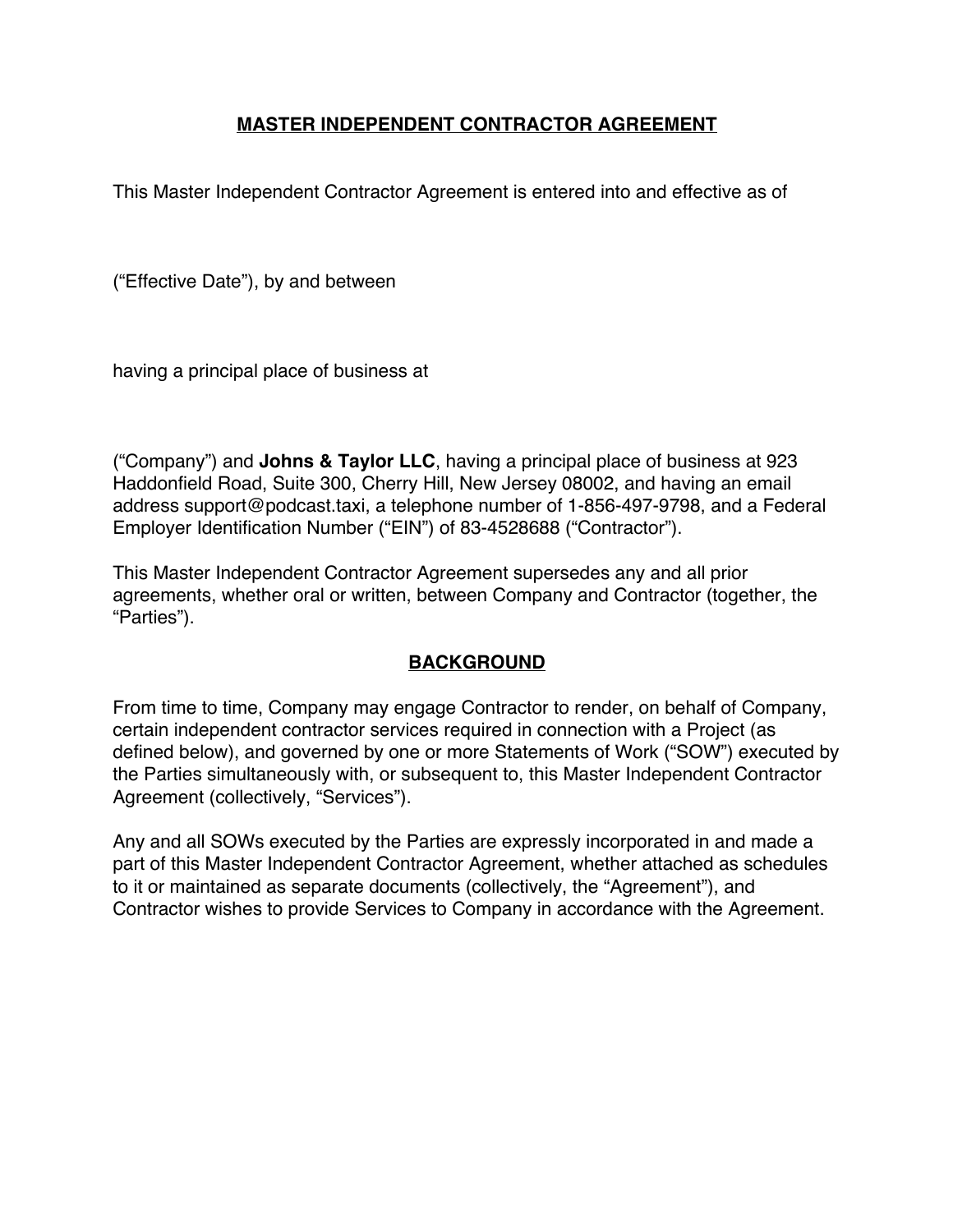# **MASTER INDEPENDENT CONTRACTOR AGREEMENT**

This Master Independent Contractor Agreement is entered into and effective as of

(“Effective Date”), by and between

having a principal place of business at

(“Company”) and **Johns & Taylor LLC**, having a principal place of business at 923 Haddonfield Road, Suite 300, Cherry Hill, New Jersey 08002, and having an email address support@podcast.taxi, a telephone number of 1-856-497-9798, and a Federal Employer Identification Number (“EIN”) of 83-4528688 (“Contractor”).

This Master Independent Contractor Agreement supersedes any and all prior agreements, whether oral or written, between Company and Contractor (together, the “Parties”).

## **BACKGROUND**

From time to time, Company may engage Contractor to render, on behalf of Company, certain independent contractor services required in connection with a Project (as defined below), and governed by one or more Statements of Work (“SOW”) executed by the Parties simultaneously with, or subsequent to, this Master Independent Contractor Agreement (collectively, “Services”).

Any and all SOWs executed by the Parties are expressly incorporated in and made a part of this Master Independent Contractor Agreement, whether attached as schedules to it or maintained as separate documents (collectively, the “Agreement”), and Contractor wishes to provide Services to Company in accordance with the Agreement.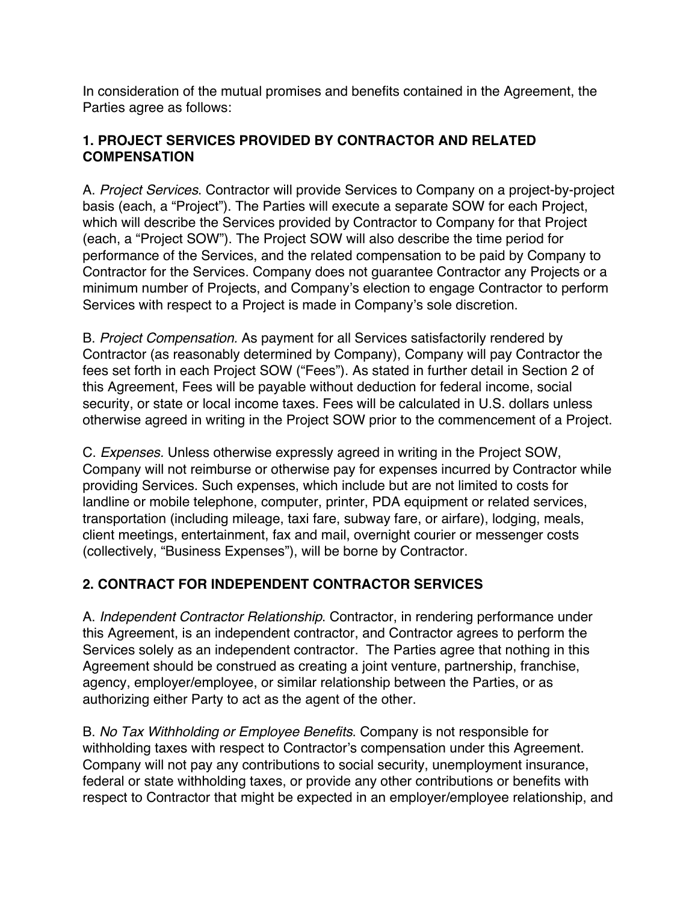In consideration of the mutual promises and benefits contained in the Agreement, the Parties agree as follows:

## 1. PROJECT SERVICES PROVIDED BY CONTRACTOR AND RELATED COMPENSATION

A. *Project Services*. Contractor will provide Services to Company on a project-by-project basis (each, a "Project"). The Parties will execute a separate SOW for each Project, which will describe the Services provided by Contractor to Company for that Project (each, a "Project SOW"). The Project SOW will also describe the time period for performance of the Services, and the related compensation to be paid by Company to Contractor for the Services. Company does not guarantee Contractor any Projects or a minimum number of Projects, and Company's election to engage Contractor to perform Services with respect to a Project is made in Company's sole discretion.

B. *Project Compensation.* As payment for all Services satisfactorily rendered by Contractor (as reasonably determined by Company), Company will pay Contractor the fees set forth in each Project SOW ("Fees"). As stated in further detail in Section 2 of this Agreement, Fees will be payable without deduction for federal income, social security, or state or local income taxes. Fees will be calculated in U.S. dollars unless otherwise agreed in writing in the Project SOW prior to the commencement of a Project.

C. *Expenses.* Unless otherwise expressly agreed in writing in the Project SOW, Company will not reimburse or otherwise pay for expenses incurred by Contractor while providing Services. Such expenses, which include but are not limited to costs for landline or mobile telephone, computer, printer, PDA equipment or related services, transportation (including mileage, taxi fare, subway fare, or airfare), lodging, meals, client meetings, entertainment, fax and mail, overnight courier or messenger costs (collectively, "Business Expenses"), will be borne by Contractor.

## 2. CONTRACT FOR INDEPENDENT CONTRACTOR SERVICES

A. *Independent Contractor Relationship*. Contractor, in rendering performance under this Agreement, is an independent contractor, and Contractor agrees to perform the Services solely as an independent contractor. The Parties agree that nothing in this Agreement should be construed as creating a joint venture, partnership, franchise, agency, employer/employee, or similar relationship between the Parties, or as authorizing either Party to act as the agent of the other.

B. *No Tax Withholding or Employee Benefits*. Company is not responsible for withholding taxes with respect to Contractor's compensation under this Agreement. Company will not pay any contributions to social security, unemployment insurance, federal or state withholding taxes, or provide any other contributions or benefits with respect to Contractor that might be expected in an employer/employee relationship, and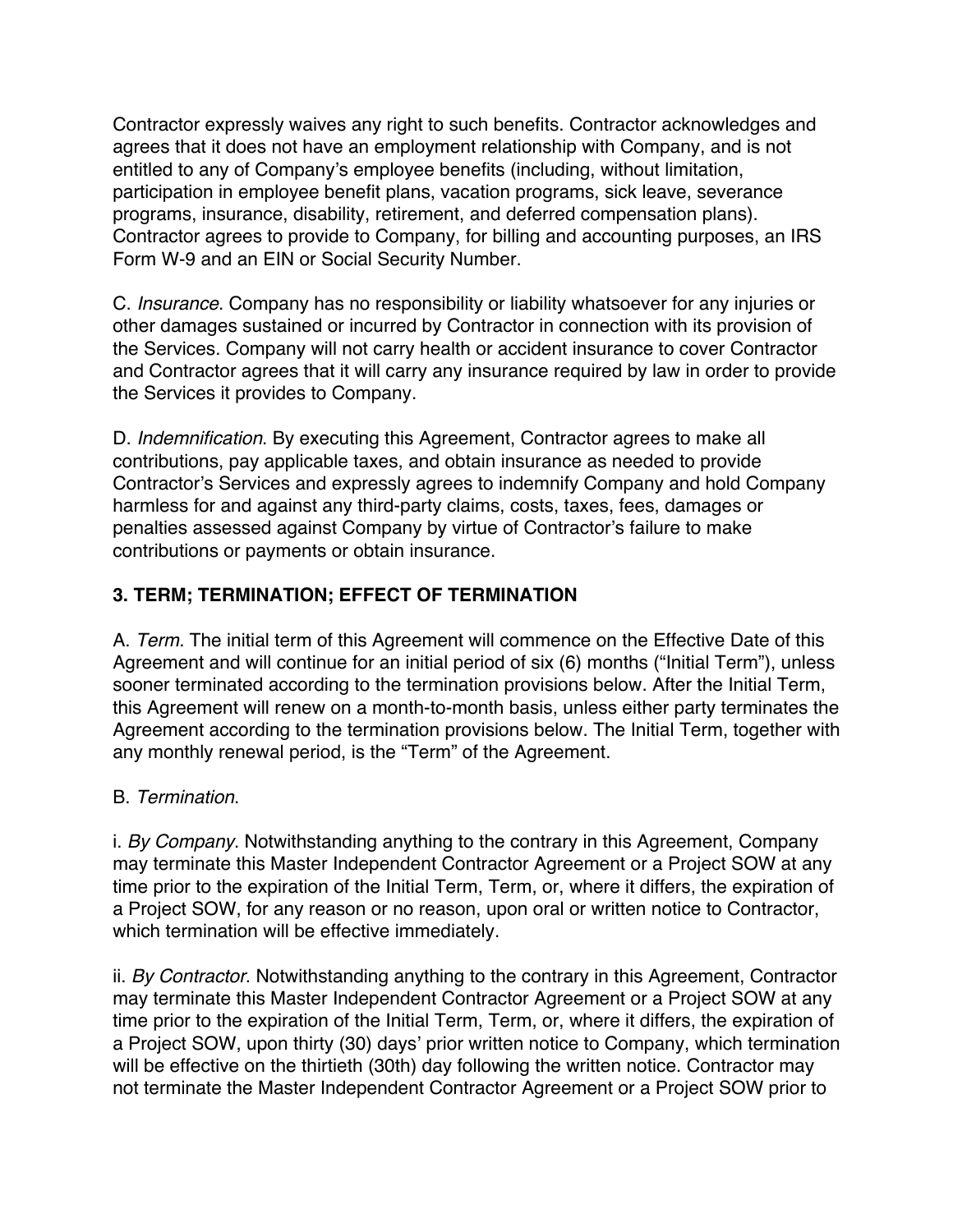Contractor expressly waives any right to such benefits. Contractor acknowledges and agrees that it does not have an employment relationship with Company, and is not entitled to any of Company's employee benefits (including, without limitation, participation in employee benefit plans, vacation programs, sick leave, severance programs, insurance, disability, retirement, and deferred compensation plans). Contractor agrees to provide to Company, for billing and accounting purposes, an IRS Form W-9 and an EIN or Social Security Number.

C. *Insurance*. Company has no responsibility or liability whatsoever for any injuries or other damages sustained or incurred by Contractor in connection with its provision of the Services. Company will not carry health or accident insurance to cover Contractor and Contractor agrees that it will carry any insurance required by law in order to provide the Services it provides to Company.

D. *Indemnification*. By executing this Agreement, Contractor agrees to make all contributions, pay applicable taxes, and obtain insurance as needed to provide Contractor's Services and expressly agrees to indemnify Company and hold Company harmless for and against any third-party claims, costs, taxes, fees, damages or penalties assessed against Company by virtue of Contractor's failure to make contributions or payments or obtain insurance.

### 3. TERM; TERMINATION; EFFECT OF TERMINATION

A. *Term.* The initial term of this Agreement will commence on the Effective Date of this Agreement and will continue for an initial period of six (6) months ("Initial Term"), unless sooner terminated according to the termination provisions below. After the Initial Term, this Agreement will renew on a month-to-month basis, unless either party terminates the Agreement according to the termination provisions below. The Initial Term, together with any monthly renewal period, is the "Term" of the Agreement.

B. *Termination*.

i. *By Company*. Notwithstanding anything to the contrary in this Agreement, Company may terminate this Master Independent Contractor Agreement or a Project SOW at any time prior to the expiration of the Initial Term, Term, or, where it differs, the expiration of a Project SOW, for any reason or no reason, upon oral or written notice to Contractor, which termination will be effective immediately.

ii. *By Contractor*. Notwithstanding anything to the contrary in this Agreement, Contractor may terminate this Master Independent Contractor Agreement or a Project SOW at any time prior to the expiration of the Initial Term, Term, or, where it differs, the expiration of a Project SOW, upon thirty (30) days' prior written notice to Company, which termination will be effective on the thirtieth (30th) day following the written notice. Contractor may not terminate the Master Independent Contractor Agreement or a Project SOW prior to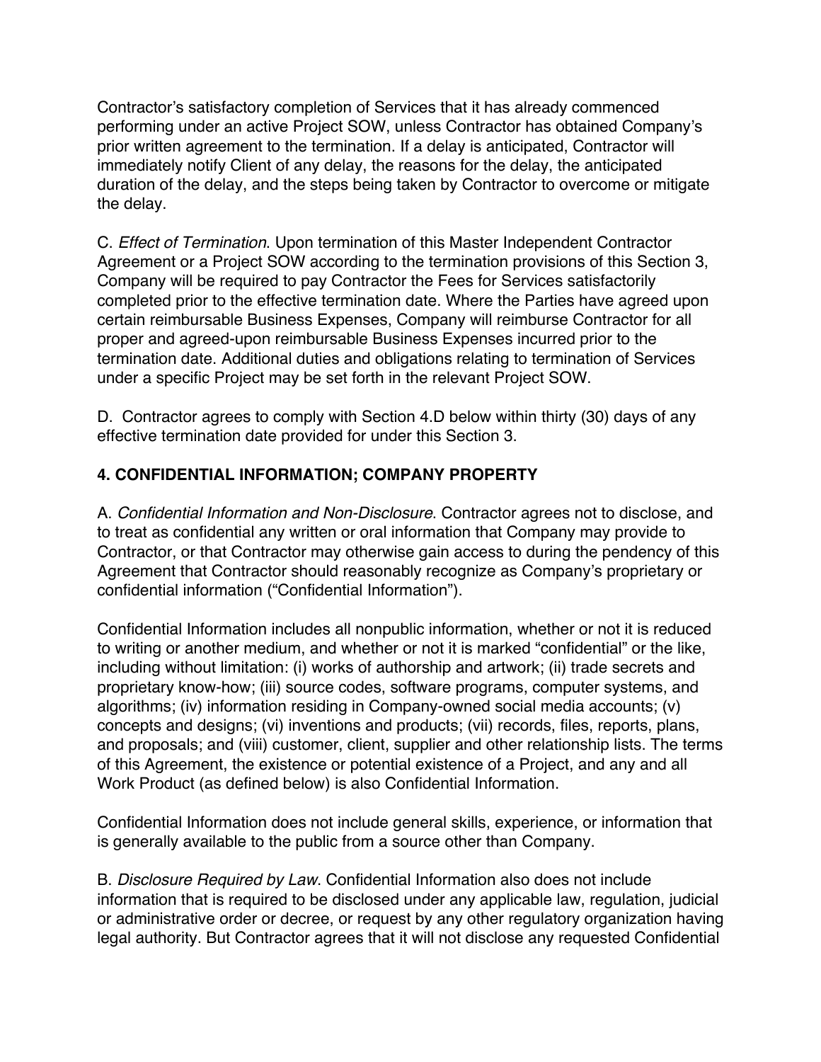Contractor's satisfactory completion of Services that it has already commenced performing under an active Project SOW, unless Contractor has obtained Company's prior written agreement to the termination. If a delay is anticipated, Contractor will immediately notify Client of any delay, the reasons for the delay, the anticipated duration of the delay, and the steps being taken by Contractor to overcome or mitigate the delay.

C. *Effect of Termination*. Upon termination of this Master Independent Contractor Agreement or a Project SOW according to the termination provisions of this Section 3, Company will be required to pay Contractor the Fees for Services satisfactorily completed prior to the effective termination date. Where the Parties have agreed upon certain reimbursable Business Expenses, Company will reimburse Contractor for all proper and agreed-upon reimbursable Business Expenses incurred prior to the termination date. Additional duties and obligations relating to termination of Services under a specific Project may be set forth in the relevant Project SOW.

D. Contractor agrees to comply with Section 4.D below within thirty (30) days of any effective termination date provided for under this Section 3.

## 4. CONFIDENTIAL INFORMATION; COMPANY PROPERTY

A. *Confidential Information and Non-Disclosure*. Contractor agrees not to disclose, and to treat as confidential any written or oral information that Company may provide to Contractor, or that Contractor may otherwise gain access to during the pendency of this Agreement that Contractor should reasonably recognize as Company's proprietary or confidential information ("Confidential Information").

Confidential Information includes all nonpublic information, whether or not it is reduced to writing or another medium, and whether or not it is marked "confidential" or the like, including without limitation: (i) works of authorship and artwork; (ii) trade secrets and proprietary know-how; (iii) source codes, software programs, computer systems, and algorithms; (iv) information residing in Company-owned social media accounts; (v) concepts and designs; (vi) inventions and products; (vii) records, files, reports, plans, and proposals; and (viii) customer, client, supplier and other relationship lists. The terms of this Agreement, the existence or potential existence of a Project, and any and all Work Product (as defined below) is also Confidential Information.

Confidential Information does not include general skills, experience, or information that is generally available to the public from a source other than Company.

B. *Disclosure Required by Law*. Confidential Information also does not include information that is required to be disclosed under any applicable law, regulation, judicial or administrative order or decree, or request by any other regulatory organization having legal authority. But Contractor agrees that it will not disclose any requested Confidential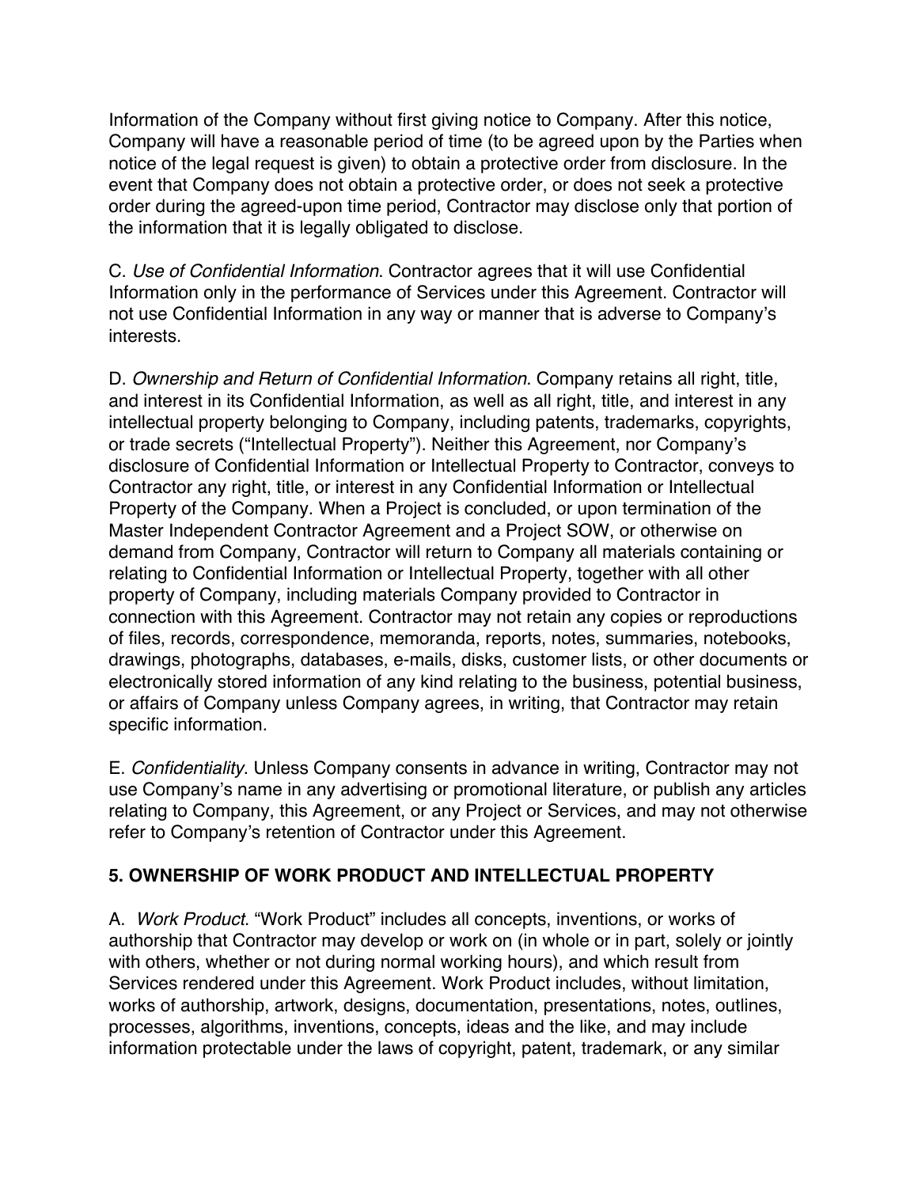Information of the Company without first giving notice to Company. After this notice, Company will have a reasonable period of time (to be agreed upon by the Parties when notice of the legal request is given) to obtain a protective order from disclosure. In the event that Company does not obtain a protective order, or does not seek a protective order during the agreed-upon time period, Contractor may disclose only that portion of the information that it is legally obligated to disclose.

C. *Use of Confidential Information*. Contractor agrees that it will use Confidential Information only in the performance of Services under this Agreement. Contractor will not use Confidential Information in any way or manner that is adverse to Company's interests.

D. *Ownership and Return of Confidential Information*. Company retains all right, title, and interest in its Confidential Information, as well as all right, title, and interest in any intellectual property belonging to Company, including patents, trademarks, copyrights, or trade secrets ("Intellectual Property"). Neither this Agreement, nor Company's disclosure of Confidential Information or Intellectual Property to Contractor, conveys to Contractor any right, title, or interest in any Confidential Information or Intellectual Property of the Company. When a Project is concluded, or upon termination of the Master Independent Contractor Agreement and a Project SOW, or otherwise on demand from Company, Contractor will return to Company all materials containing or relating to Confidential Information or Intellectual Property, together with all other property of Company, including materials Company provided to Contractor in connection with this Agreement. Contractor may not retain any copies or reproductions of files, records, correspondence, memoranda, reports, notes, summaries, notebooks, drawings, photographs, databases, e-mails, disks, customer lists, or other documents or electronically stored information of any kind relating to the business, potential business, or affairs of Company unless Company agrees, in writing, that Contractor may retain specific information.

E. *Confidentiality*. Unless Company consents in advance in writing, Contractor may not use Company's name in any advertising or promotional literature, or publish any articles relating to Company, this Agreement, or any Project or Services, and may not otherwise refer to Company's retention of Contractor under this Agreement.

## 5. OWNERSHIP OF WORK PRODUCT AND INTELLECTUAL PROPERTY

A. *Work Product*. "Work Product" includes all concepts, inventions, or works of authorship that Contractor may develop or work on (in whole or in part, solely or jointly with others, whether or not during normal working hours), and which result from Services rendered under this Agreement. Work Product includes, without limitation, works of authorship, artwork, designs, documentation, presentations, notes, outlines, processes, algorithms, inventions, concepts, ideas and the like, and may include information protectable under the laws of copyright, patent, trademark, or any similar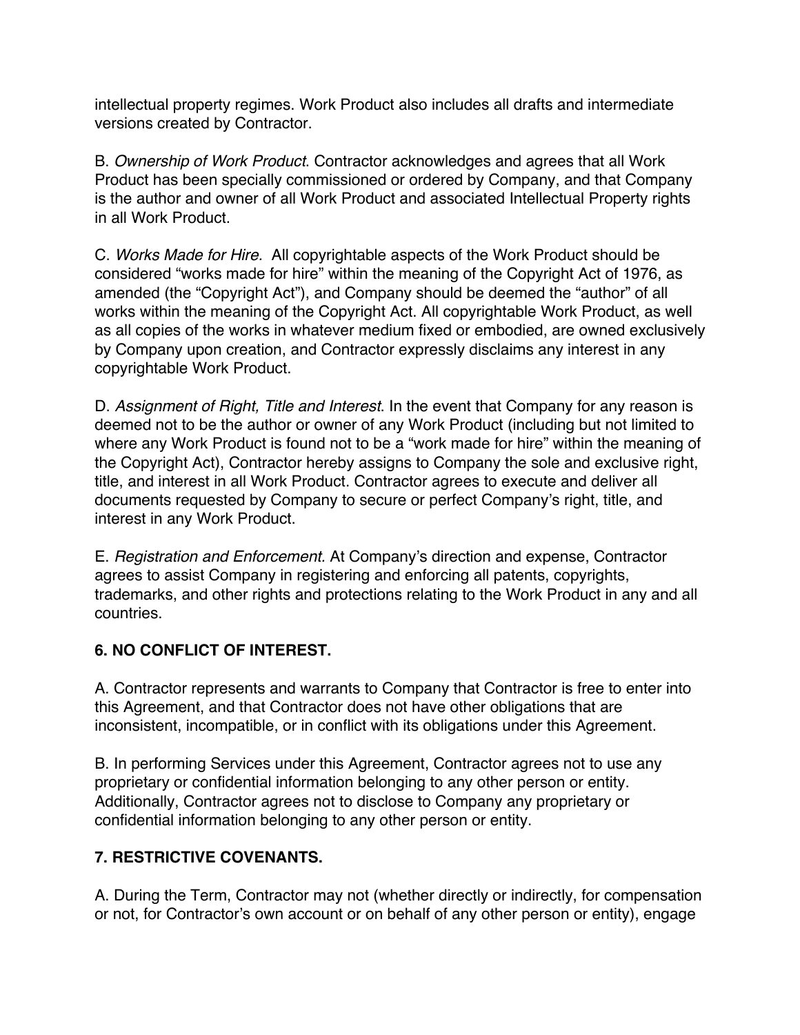intellectual property regimes. Work Product also includes all drafts and intermediate versions created by Contractor.

B. *Ownership of Work Product*. Contractor acknowledges and agrees that all Work Product has been specially commissioned or ordered by Company, and that Company is the author and owner of all Work Product and associated Intellectual Property rights in all Work Product.

C. *Works Made for Hire.* All copyrightable aspects of the Work Product should be considered "works made for hire" within the meaning of the Copyright Act of 1976, as amended (the "Copyright Act"), and Company should be deemed the "author" of all works within the meaning of the Copyright Act. All copyrightable Work Product, as well as all copies of the works in whatever medium fixed or embodied, are owned exclusively by Company upon creation, and Contractor expressly disclaims any interest in any copyrightable Work Product.

D. *Assignment of Right, Title and Interest*. In the event that Company for any reason is deemed not to be the author or owner of any Work Product (including but not limited to where any Work Product is found not to be a "work made for hire" within the meaning of the Copyright Act), Contractor hereby assigns to Company the sole and exclusive right, title, and interest in all Work Product. Contractor agrees to execute and deliver all documents requested by Company to secure or perfect Company's right, title, and interest in any Work Product.

E. *Registration and Enforcement*. At Company's direction and expense, Contractor agrees to assist Company in registering and enforcing all patents, copyrights, trademarks, and other rights and protections relating to the Work Product in any and all countries.

**6. NO CONFLICT OF INTEREST.**

A. Contractor represents and warrants to Company that Contractor is free to enter into this Agreement, and that Contractor does not have other obligations that are inconsistent, incompatible, or in conflict with its obligations under this Agreement.

B. In performing Services under this Agreement, Contractor agrees not to use any proprietary or confidential information belonging to any other person or entity. Additionally, Contractor agrees not to disclose to Company any proprietary or confidential information belonging to any other person or entity.

**7. RESTRICTIVE COVENANTS.**

A. During the Term, Contractor may not (whether directly or indirectly, for compensation or not, for Contractor's own account or on behalf of any other person or entity), engage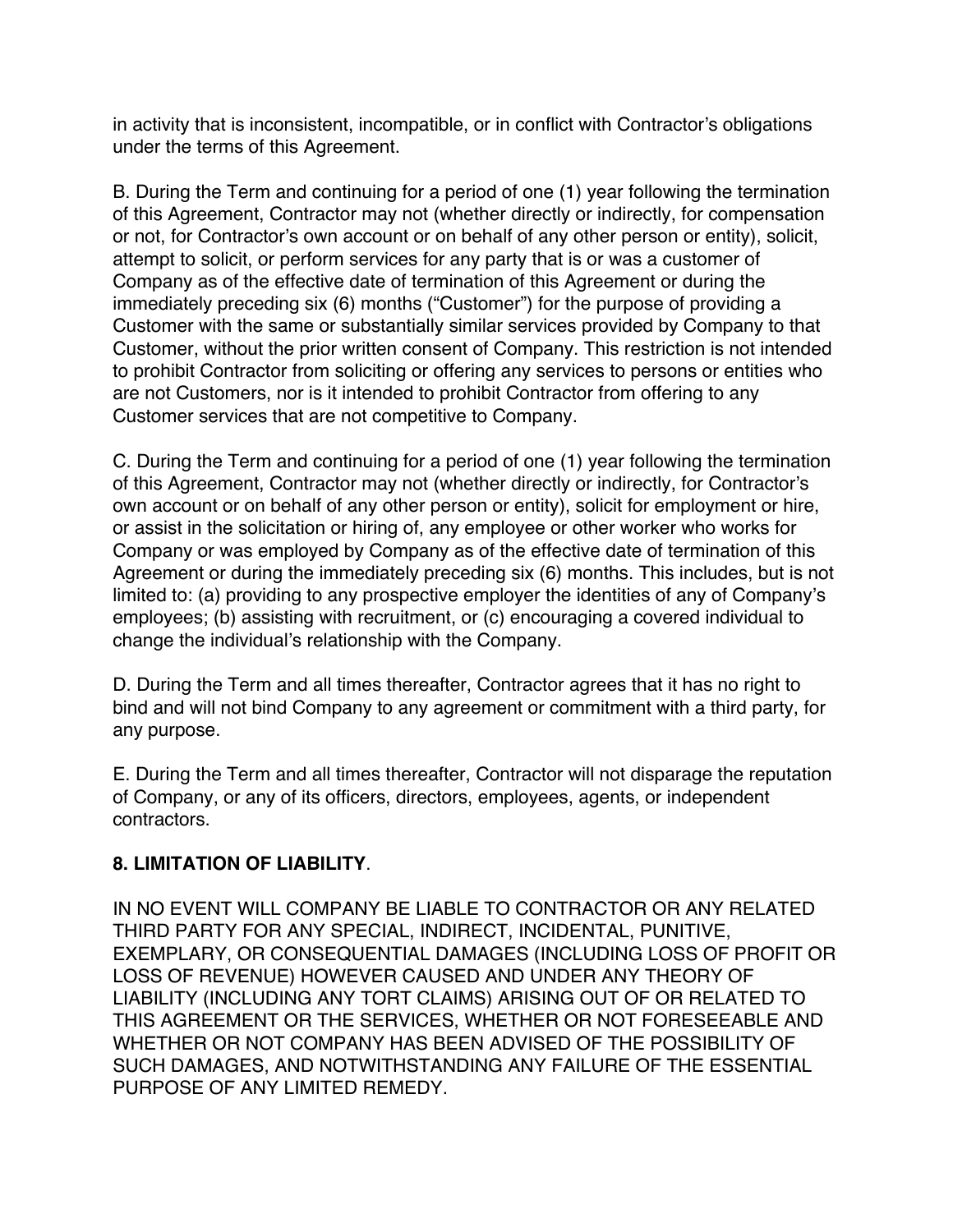in activity that is inconsistent, incompatible, or in conflict with Contractor's obligations under the terms of this Agreement.

B. During the Term and continuing for a period of one (1) year following the termination of this Agreement, Contractor may not (whether directly or indirectly, for compensation or not, for Contractor's own account or on behalf of any other person or entity), solicit, attempt to solicit, or perform services for any party that is or was a customer of Company as of the effective date of termination of this Agreement or during the immediately preceding six (6) months ("Customer") for the purpose of providing a Customer with the same or substantially similar services provided by Company to that Customer, without the prior written consent of Company. This restriction is not intended to prohibit Contractor from soliciting or offering any services to persons or entities who are not Customers, nor is it intended to prohibit Contractor from offering to any Customer services that are not competitive to Company.

C. During the Term and continuing for a period of one (1) year following the termination of this Agreement, Contractor may not (whether directly or indirectly, for Contractor's own account or on behalf of any other person or entity), solicit for employment or hire, or assist in the solicitation or hiring of, any employee or other worker who works for Company or was employed by Company as of the effective date of termination of this Agreement or during the immediately preceding six (6) months. This includes, but is not limited to: (a) providing to any prospective employer the identities of any of Company's employees; (b) assisting with recruitment, or (c) encouraging a covered individual to change the individual's relationship with the Company.

D. During the Term and all times thereafter, Contractor agrees that it has no right to bind and will not bind Company to any agreement or commitment with a third party, for any purpose.

E. During the Term and all times thereafter, Contractor will not disparage the reputation of Company, or any of its officers, directors, employees, agents, or independent contractors.

**8. LIMITATION OF LIABILITY**.

IN NO EVENT WILL COMPANY BE LIABLE TO CONTRACTOR OR ANY RELATED THIRD PARTY FOR ANY SPECIAL, INDIRECT, INCIDENTAL, PUNITIVE, EXEMPLARY, OR CONSEQUENTIAL DAMAGES (INCLUDING LOSS OF PROFIT OR LOSS OF REVENUE) HOWEVER CAUSED AND UNDER ANY THEORY OF LIABILITY (INCLUDING ANY TORT CLAIMS) ARISING OUT OF OR RELATED TO THIS AGREEMENT OR THE SERVICES, WHETHER OR NOT FORESEEABLE AND WHETHER OR NOT COMPANY HAS BEEN ADVISED OF THE POSSIBILITY OF SUCH DAMAGES, AND NOTWITHSTANDING ANY FAILURE OF THE ESSENTIAL PURPOSE OF ANY LIMITED REMEDY.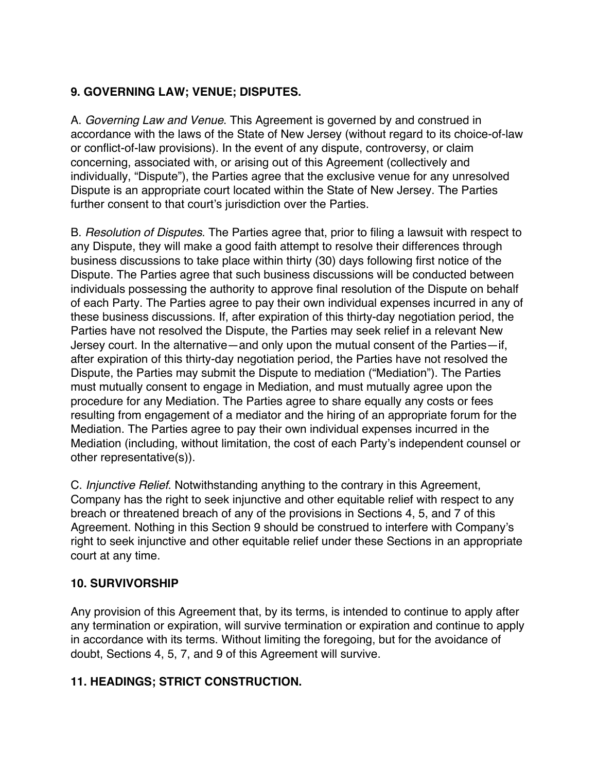## 9. GOVERNING LAW; VENUE; DISPUTES.

A. *Governing Law and Venue*. This Agreement is governed by and construed in accordance with the laws of the State of New Jersey (without regard to its choice-of-law or conflict-of-law provisions). In the event of any dispute, controversy, or claim concerning, associated with, or arising out of this Agreement (collectively and individually, "Dispute"), the Parties agree that the exclusive venue for any unresolved Dispute is an appropriate court located within the State of New Jersey. The Parties further consent to that court's jurisdiction over the Parties.

B. *Resolution of Disputes*. The Parties agree that, prior to filing a lawsuit with respect to any Dispute, they will make a good faith attempt to resolve their differences through business discussions to take place within thirty (30) days following first notice of the Dispute. The Parties agree that such business discussions will be conducted between individuals possessing the authority to approve final resolution of the Dispute on behalf of each Party. The Parties agree to pay their own individual expenses incurred in any of these business discussions. If, after expiration of this thirty-day negotiation period, the Parties have not resolved the Dispute, the Parties may seek relief in a relevant New Jersey court. In the alternative—and only upon the mutual consent of the Parties—if, after expiration of this thirty-day negotiation period, the Parties have not resolved the Dispute, the Parties may submit the Dispute to mediation ("Mediation"). The Parties must mutually consent to engage in Mediation, and must mutually agree upon the procedure for any Mediation. The Parties agree to share equally any costs or fees resulting from engagement of a mediator and the hiring of an appropriate forum for the Mediation. The Parties agree to pay their own individual expenses incurred in the Mediation (including, without limitation, the cost of each Party's independent counsel or other representative(s)).

C. *Injunctive Relief*. Notwithstanding anything to the contrary in this Agreement, Company has the right to seek injunctive and other equitable relief with respect to any breach or threatened breach of any of the provisions in Sections 4, 5, and 7 of this Agreement. Nothing in this Section 9 should be construed to interfere with Company's right to seek injunctive and other equitable relief under these Sections in an appropriate court at any time.

## 10. SURVIVORSHIP

Any provision of this Agreement that, by its terms, is intended to continue to apply after any termination or expiration, will survive termination or expiration and continue to apply in accordance with its terms. Without limiting the foregoing, but for the avoidance of doubt, Sections 4, 5, 7, and 9 of this Agreement will survive.

## 11. HEADINGS; STRICT CONSTRUCTION.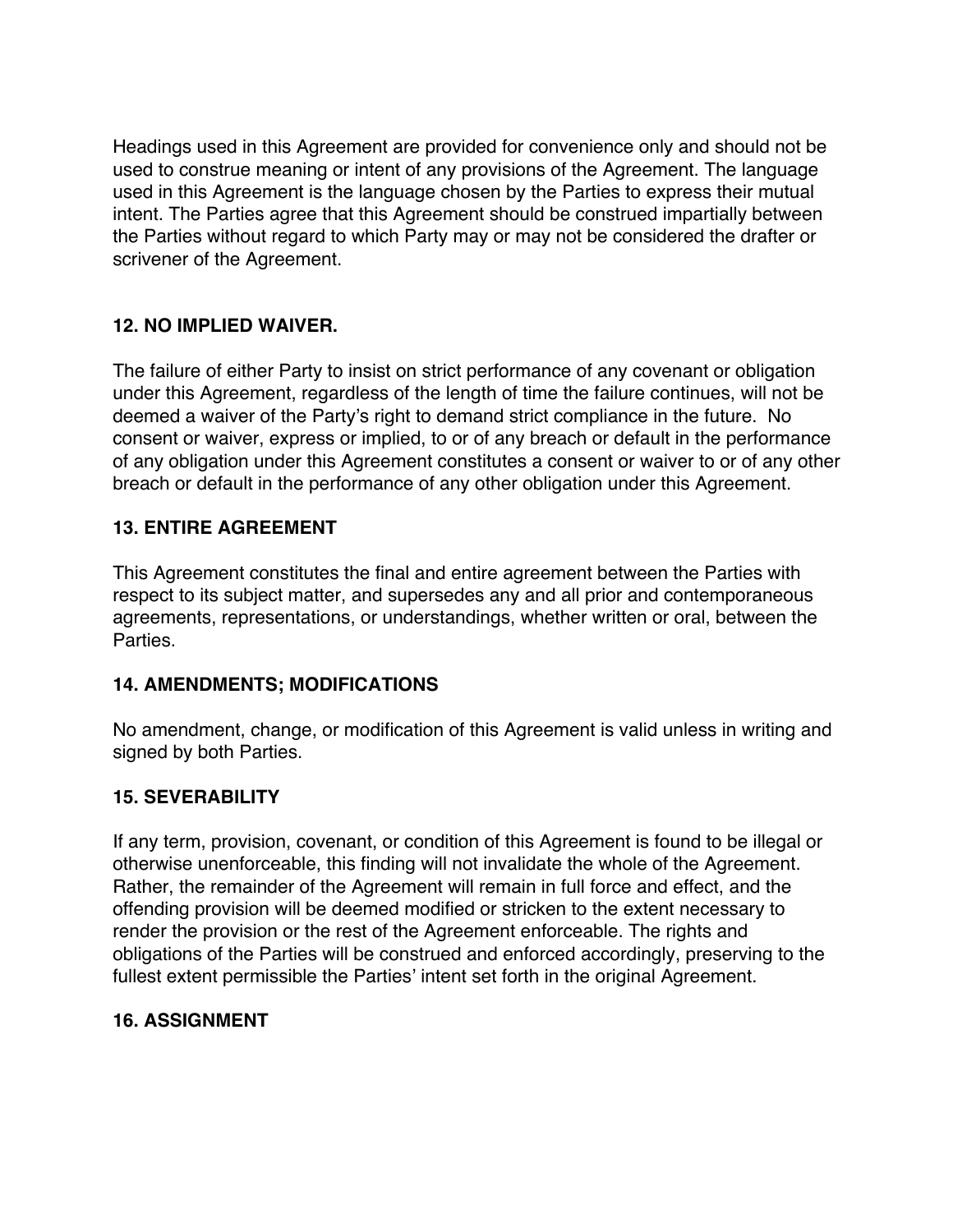Headings used in this Agreement are provided for convenience only and should not be used to construe meaning or intent of any provisions of the Agreement. The language used in this Agreement is the language chosen by the Parties to express their mutual intent. The Parties agree that this Agreement should be construed impartially between the Parties without regard to which Party may or may not be considered the drafter or scrivener of the Agreement.

**12. NO IMPLIED WAIVER.**

The failure of either Party to insist on strict performance of any covenant or obligation under this Agreement, regardless of the length of time the failure continues, will not be deemed a waiver of the Party's right to demand strict compliance in the future. No consent or waiver, express or implied, to or of any breach or default in the performance of any obligation under this Agreement constitutes a consent or waiver to or of any other breach or default in the performance of any other obligation under this Agreement.

**13. ENTIRE AGREEMENT**

This Agreement constitutes the final and entire agreement between the Parties with respect to its subject matter, and supersedes any and all prior and contemporaneous agreements, representations, or understandings, whether written or oral, between the Parties.

**14. AMENDMENTS; MODIFICATIONS**

No amendment, change, or modification of this Agreement is valid unless in writing and signed by both Parties.

**15. SEVERABILITY**

If any term, provision, covenant, or condition of this Agreement is found to be illegal or otherwise unenforceable, this finding will not invalidate the whole of the Agreement. Rather, the remainder of the Agreement will remain in full force and effect, and the offending provision will be deemed modified or stricken to the extent necessary to render the provision or the rest of the Agreement enforceable. The rights and obligations of the Parties will be construed and enforced accordingly, preserving to the fullest extent permissible the Parties' intent set forth in the original Agreement.

**16. ASSIGNMENT**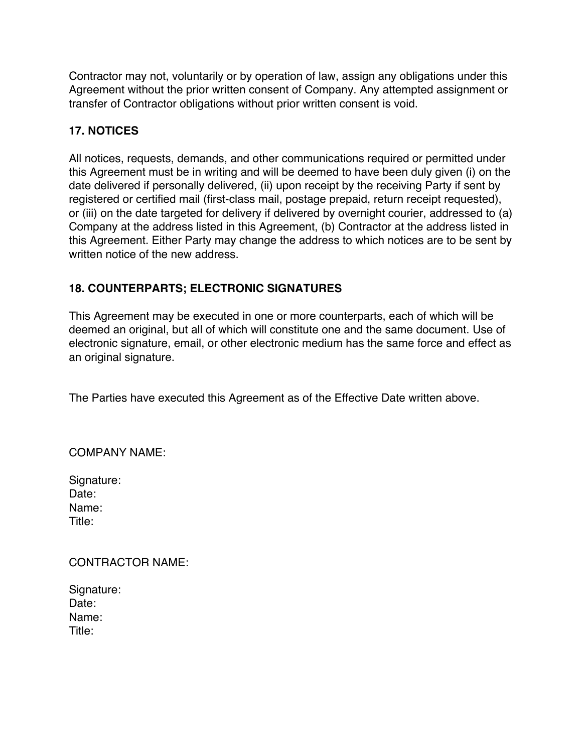Contractor may not, voluntarily or by operation of law, assign any obligations under this Agreement without the prior written consent of Company. Any attempted assignment or transfer of Contractor obligations without prior written consent is void.

## 17. NOTICES

All notices, requests, demands, and other communications required or permitted under this Agreement must be in writing and will be deemed to have been duly given (i) on the date delivered if personally delivered, (ii) upon receipt by the receiving Party if sent by registered or certified mail (first-class mail, postage prepaid, return receipt requested), or (iii) on the date targeted for delivery if delivered by overnight courier, addressed to (a) Company at the address listed in this Agreement, (b) Contractor at the address listed in this Agreement. Either Party may change the address to which notices are to be sent by written notice of the new address.

## 18. COUNTERPARTS; ELECTRONIC SIGNATURES

This Agreement may be executed in one or more counterparts, each of which will be deemed an original, but all of which will constitute one and the same document. Use of electronic signature, email, or other electronic medium has the same force and effect as an original signature.

The Parties have executed this Agreement as of the Effective Date written above.

COMPANY NAME:

Signature:
Date:
Name:
Title:

CONTRACTOR NAME:

Signature:
Date:
Name:
Title: